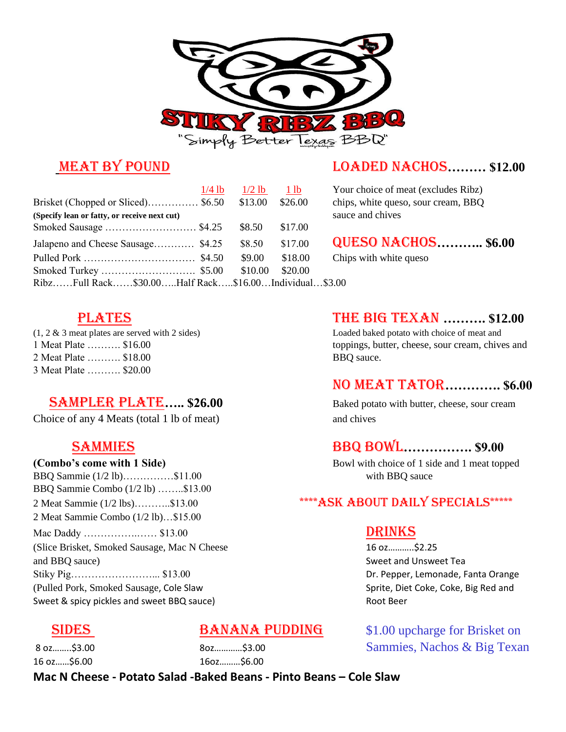# STIKY RIBZ BBQ

"Simply Better Texas BBQ"

## MEAT BY POUND

| | 1/4 lb | 1/2 lb | 1 lb |
|---|---|---|---|
| Brisket (Chopped or Sliced)…………… | $6.50 | $13.00 | $26.00 |
| **(Specify lean or fatty, or receive next cut)** | | | |
| Smoked Sausage ……………………… | $4.25 | $8.50 | $17.00 |
| Jalapeno and Cheese Sausage………… | $4.25 | $8.50 | $17.00 |
| Pulled Pork …………………………… | $4.50 | $9.00 | $18.00 |
| Smoked Turkey ………………………. | $5.00 | $10.00 | $20.00 |

Ribz……Full Rack……$30.00…..Half Rack…..$16.00…Individual…$3.00

## LOADED NACHOS……… $12.00

Your choice of meat (excludes Ribz) chips, white queso, sour cream, BBQ sauce and chives

## QUESO NACHOS……….. $6.00

Chips with white queso

## PLATES

(1, 2 & 3 meat plates are served with 2 sides)

1 Meat Plate ………. $16.00

2 Meat Plate ………. $18.00

3 Meat Plate ………. $20.00

## SAMPLER PLATE….. $26.00

Choice of any 4 Meats (total 1 lb of meat)

## SAMMIES

**(Combo's come with 1 Side)**

BBQ Sammie (1/2 lb)……………$11.00

BBQ Sammie Combo (1/2 lb) ……..$13.00

2 Meat Sammie (1/2 lbs)………..$13.00

2 Meat Sammie Combo (1/2 lb)…$15.00

Mac Daddy ………………..…. $13.00
(Slice Brisket, Smoked Sausage, Mac N Cheese and BBQ sauce)

Stiky Pig……………………... $13.00
(Pulled Pork, Smoked Sausage, Cole Slaw Sweet & spicy pickles and sweet BBQ sauce)

## THE BIG TEXAN ………. $12.00

Loaded baked potato with choice of meat and toppings, butter, cheese, sour cream, chives and BBQ sauce.

## NO MEAT TATOR…………. $6.00

Baked potato with butter, cheese, sour cream and chives

## BBQ BOWL……………. $9.00

Bowl with choice of 1 side and 1 meat topped with BBQ sauce

****ASK ABOUT DAILY SPECIALS*****

## DRINKS

16 oz……….$2.25

Sweet and Unsweet Tea
Dr. Pepper, Lemonade, Fanta Orange
Sprite, Diet Coke, Coke, Big Red and Root Beer

## SIDES

8 oz……..$3.00

16 oz……$6.00

## BANANA PUDDING

8oz…………$3.00

16oz………$6.00

$1.00 upcharge for Brisket on Sammies, Nachos & Big Texan

**Mac N Cheese - Potato Salad -Baked Beans - Pinto Beans – Cole Slaw**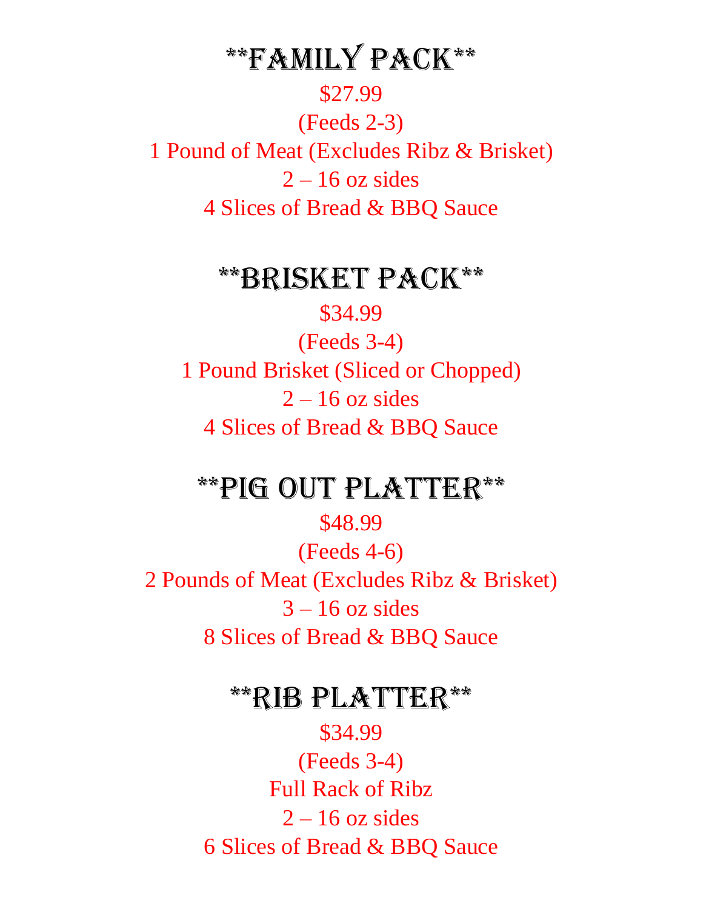## **FAMILY PACK**

$27.99

(Feeds 2-3)

1 Pound of Meat (Excludes Ribz & Brisket)

2 – 16 oz sides

4 Slices of Bread & BBQ Sauce

## **BRISKET PACK**

$34.99

(Feeds 3-4)

1 Pound Brisket (Sliced or Chopped)

2 – 16 oz sides

4 Slices of Bread & BBQ Sauce

## **PIG OUT PLATTER**

$48.99

(Feeds 4-6)

2 Pounds of Meat (Excludes Ribz & Brisket)

3 – 16 oz sides

8 Slices of Bread & BBQ Sauce

## **RIB PLATTER**

$34.99

(Feeds 3-4)

Full Rack of Ribz

2 – 16 oz sides

6 Slices of Bread & BBQ Sauce